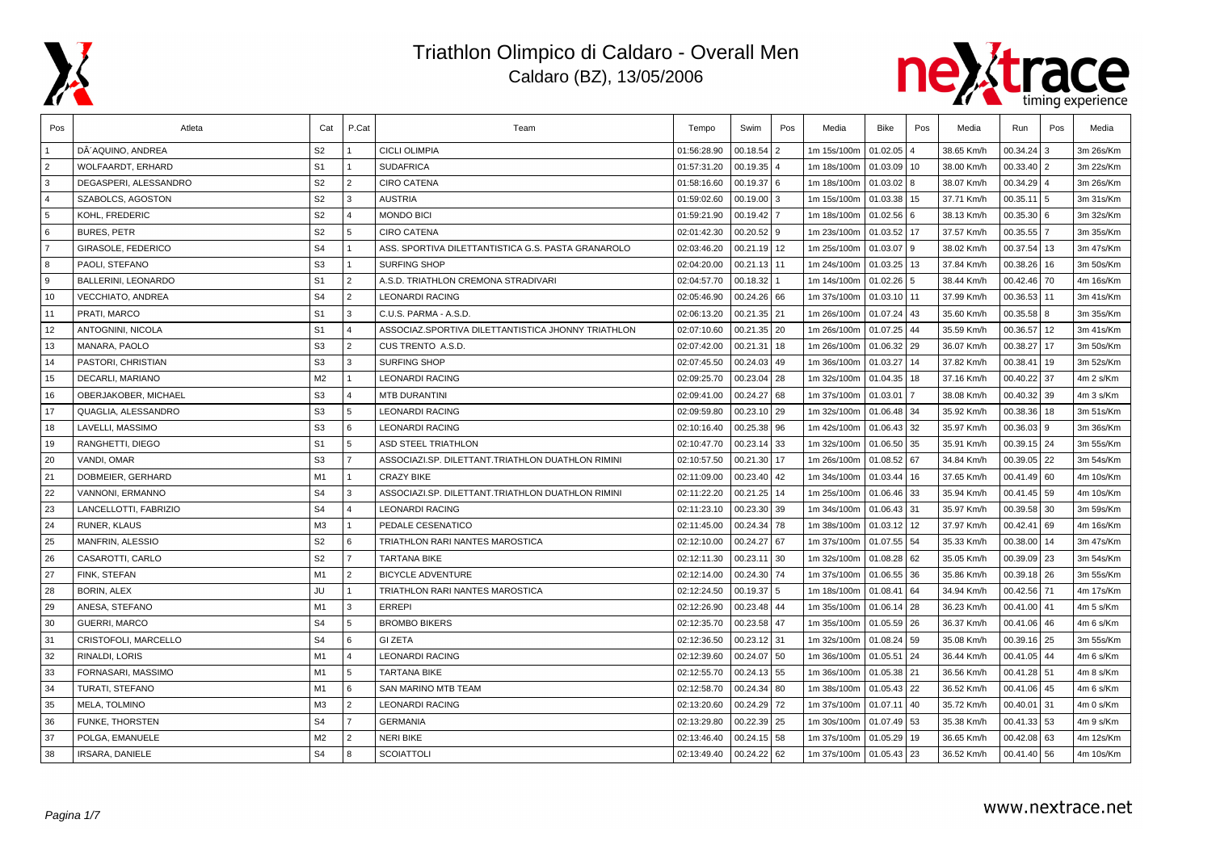# Triathlon Olimpico di Caldaro - Overall Men

## Caldaro (BZ), 13/05/2006

| Pos | Atleta | Cat | P.Cat | Team | Tempo | Swim | Pos | Media | Bike | Pos | Media | Run | Pos | Media |
|---|---|---|---|---|---|---|---|---|---|---|---|---|---|---|
| 1 | DÂ´AQUINO, ANDREA | S2 | 1 | CICLI OLIMPIA | 01:56:28.90 | 00.18.54 | 2 | 1m 15s/100m | 01.02.05 | 4 | 38.65 Km/h | 00.34.24 | 3 | 3m 26s/Km |
| 2 | WOLFAARDT, ERHARD | S1 | 1 | SUDAFRICA | 01:57:31.20 | 00.19.35 | 4 | 1m 18s/100m | 01.03.09 | 10 | 38.00 Km/h | 00.33.40 | 2 | 3m 22s/Km |
| 3 | DEGASPERI, ALESSANDRO | S2 | 2 | CIRO CATENA | 01:58:16.60 | 00.19.37 | 6 | 1m 18s/100m | 01.03.02 | 8 | 38.07 Km/h | 00.34.29 | 4 | 3m 26s/Km |
| 4 | SZABOLCS, AGOSTON | S2 | 3 | AUSTRIA | 01:59:02.60 | 00.19.00 | 3 | 1m 15s/100m | 01.03.38 | 15 | 37.71 Km/h | 00.35.11 | 5 | 3m 31s/Km |
| 5 | KOHL, FREDERIC | S2 | 4 | MONDO BICI | 01:59:21.90 | 00.19.42 | 7 | 1m 18s/100m | 01.02.56 | 6 | 38.13 Km/h | 00.35.30 | 6 | 3m 32s/Km |
| 6 | BURES, PETR | S2 | 5 | CIRO CATENA | 02:01:42.30 | 00.20.52 | 9 | 1m 23s/100m | 01.03.52 | 17 | 37.57 Km/h | 00.35.55 | 7 | 3m 35s/Km |
| 7 | GIRASOLE, FEDERICO | S4 | 1 | ASS. SPORTIVA DILETTANTISTICA G.S. PASTA GRANAROLO | 02:03:46.20 | 00.21.19 | 12 | 1m 25s/100m | 01.03.07 | 9 | 38.02 Km/h | 00.37.54 | 13 | 3m 47s/Km |
| 8 | PAOLI, STEFANO | S3 | 1 | SURFING SHOP | 02:04:20.00 | 00.21.13 | 11 | 1m 24s/100m | 01.03.25 | 13 | 37.84 Km/h | 00.38.26 | 16 | 3m 50s/Km |
| 9 | BALLERINI, LEONARDO | S1 | 2 | A.S.D. TRIATHLON CREMONA STRADIVARI | 02:04:57.70 | 00.18.32 | 1 | 1m 14s/100m | 01.02.26 | 5 | 38.44 Km/h | 00.42.46 | 70 | 4m 16s/Km |
| 10 | VECCHIATO, ANDREA | S4 | 2 | LEONARDI RACING | 02:05:46.90 | 00.24.26 | 66 | 1m 37s/100m | 01.03.10 | 11 | 37.99 Km/h | 00.36.53 | 11 | 3m 41s/Km |
| 11 | PRATI, MARCO | S1 | 3 | C.U.S. PARMA - A.S.D. | 02:06:13.20 | 00.21.35 | 21 | 1m 26s/100m | 01.07.24 | 43 | 35.60 Km/h | 00.35.58 | 8 | 3m 35s/Km |
| 12 | ANTOGNINI, NICOLA | S1 | 4 | ASSOCIAZ.SPORTIVA DILETTANTISTICA JHONNY TRIATHLON | 02:07:10.60 | 00.21.35 | 20 | 1m 26s/100m | 01.07.25 | 44 | 35.59 Km/h | 00.36.57 | 12 | 3m 41s/Km |
| 13 | MANARA, PAOLO | S3 | 2 | CUS TRENTO A.S.D. | 02:07:42.00 | 00.21.31 | 18 | 1m 26s/100m | 01.06.32 | 29 | 36.07 Km/h | 00.38.27 | 17 | 3m 50s/Km |
| 14 | PASTORI, CHRISTIAN | S3 | 3 | SURFING SHOP | 02:07:45.50 | 00.24.03 | 49 | 1m 36s/100m | 01.03.27 | 14 | 37.82 Km/h | 00.38.41 | 19 | 3m 52s/Km |
| 15 | DECARLI, MARIANO | M2 | 1 | LEONARDI RACING | 02:09:25.70 | 00.23.04 | 28 | 1m 32s/100m | 01.04.35 | 18 | 37.16 Km/h | 00.40.22 | 37 | 4m 2 s/Km |
| 16 | OBERJAKOBER, MICHAEL | S3 | 4 | MTB DURANTINI | 02:09:41.00 | 00.24.27 | 68 | 1m 37s/100m | 01.03.01 | 7 | 38.08 Km/h | 00.40.32 | 39 | 4m 3 s/Km |
| 17 | QUAGLIA, ALESSANDRO | S3 | 5 | LEONARDI RACING | 02:09:59.80 | 00.23.10 | 29 | 1m 32s/100m | 01.06.48 | 34 | 35.92 Km/h | 00.38.36 | 18 | 3m 51s/Km |
| 18 | LAVELLI, MASSIMO | S3 | 6 | LEONARDI RACING | 02:10:16.40 | 00.25.38 | 96 | 1m 42s/100m | 01.06.43 | 32 | 35.97 Km/h | 00.36.03 | 9 | 3m 36s/Km |
| 19 | RANGHETTI, DIEGO | S1 | 5 | ASD STEEL TRIATHLON | 02:10:47.70 | 00.23.14 | 33 | 1m 32s/100m | 01.06.50 | 35 | 35.91 Km/h | 00.39.15 | 24 | 3m 55s/Km |
| 20 | VANDI, OMAR | S3 | 7 | ASSOCIAZI.SP. DILETTANT.TRIATHLON DUATHLON RIMINI | 02:10:57.50 | 00.21.30 | 17 | 1m 26s/100m | 01.08.52 | 67 | 34.84 Km/h | 00.39.05 | 22 | 3m 54s/Km |
| 21 | DOBMEIER, GERHARD | M1 | 1 | CRAZY BIKE | 02:11:09.00 | 00.23.40 | 42 | 1m 34s/100m | 01.03.44 | 16 | 37.65 Km/h | 00.41.49 | 60 | 4m 10s/Km |
| 22 | VANNONI, ERMANNO | S4 | 3 | ASSOCIAZI.SP. DILETTANT.TRIATHLON DUATHLON RIMINI | 02:11:22.20 | 00.21.25 | 14 | 1m 25s/100m | 01.06.46 | 33 | 35.94 Km/h | 00.41.45 | 59 | 4m 10s/Km |
| 23 | LANCELLOTTI, FABRIZIO | S4 | 4 | LEONARDI RACING | 02:11:23.10 | 00.23.30 | 39 | 1m 34s/100m | 01.06.43 | 31 | 35.97 Km/h | 00.39.58 | 30 | 3m 59s/Km |
| 24 | RUNER, KLAUS | M3 | 1 | PEDALE CESENATICO | 02:11:45.00 | 00.24.34 | 78 | 1m 38s/100m | 01.03.12 | 12 | 37.97 Km/h | 00.42.41 | 69 | 4m 16s/Km |
| 25 | MANFRIN, ALESSIO | S2 | 6 | TRIATHLON RARI NANTES MAROSTICA | 02:12:10.00 | 00.24.27 | 67 | 1m 37s/100m | 01.07.55 | 54 | 35.33 Km/h | 00.38.00 | 14 | 3m 47s/Km |
| 26 | CASAROTTI, CARLO | S2 | 7 | TARTANA BIKE | 02:12:11.30 | 00.23.11 | 30 | 1m 32s/100m | 01.08.28 | 62 | 35.05 Km/h | 00.39.09 | 23 | 3m 54s/Km |
| 27 | FINK, STEFAN | M1 | 2 | BICYCLE ADVENTURE | 02:12:14.00 | 00.24.30 | 74 | 1m 37s/100m | 01.06.55 | 36 | 35.86 Km/h | 00.39.18 | 26 | 3m 55s/Km |
| 28 | BORIN, ALEX | JU | 1 | TRIATHLON RARI NANTES MAROSTICA | 02:12:24.50 | 00.19.37 | 5 | 1m 18s/100m | 01.08.41 | 64 | 34.94 Km/h | 00.42.56 | 71 | 4m 17s/Km |
| 29 | ANESA, STEFANO | M1 | 3 | ERREPI | 02:12:26.90 | 00.23.48 | 44 | 1m 35s/100m | 01.06.14 | 28 | 36.23 Km/h | 00.41.00 | 41 | 4m 5 s/Km |
| 30 | GUERRI, MARCO | S4 | 5 | BROMBO BIKERS | 02:12:35.70 | 00.23.58 | 47 | 1m 35s/100m | 01.05.59 | 26 | 36.37 Km/h | 00.41.06 | 46 | 4m 6 s/Km |
| 31 | CRISTOFOLI, MARCELLO | S4 | 6 | GI ZETA | 02:12:36.50 | 00.23.12 | 31 | 1m 32s/100m | 01.08.24 | 59 | 35.08 Km/h | 00.39.16 | 25 | 3m 55s/Km |
| 32 | RINALDI, LORIS | M1 | 4 | LEONARDI RACING | 02:12:39.60 | 00.24.07 | 50 | 1m 36s/100m | 01.05.51 | 24 | 36.44 Km/h | 00.41.05 | 44 | 4m 6 s/Km |
| 33 | FORNASARI, MASSIMO | M1 | 5 | TARTANA BIKE | 02:12:55.70 | 00.24.13 | 55 | 1m 36s/100m | 01.05.38 | 21 | 36.56 Km/h | 00.41.28 | 51 | 4m 8 s/Km |
| 34 | TURATI, STEFANO | M1 | 6 | SAN MARINO MTB TEAM | 02:12:58.70 | 00.24.34 | 80 | 1m 38s/100m | 01.05.43 | 22 | 36.52 Km/h | 00.41.06 | 45 | 4m 6 s/Km |
| 35 | MELA, TOLMINO | M3 | 2 | LEONARDI RACING | 02:13:20.60 | 00.24.29 | 72 | 1m 37s/100m | 01.07.11 | 40 | 35.72 Km/h | 00.40.01 | 31 | 4m 0 s/Km |
| 36 | FUNKE, THORSTEN | S4 | 7 | GERMANIA | 02:13:29.80 | 00.22.39 | 25 | 1m 30s/100m | 01.07.49 | 53 | 35.38 Km/h | 00.41.33 | 53 | 4m 9 s/Km |
| 37 | POLGA, EMANUELE | M2 | 2 | NERI BIKE | 02:13:46.40 | 00.24.15 | 58 | 1m 37s/100m | 01.05.29 | 19 | 36.65 Km/h | 00.42.08 | 63 | 4m 12s/Km |
| 38 | IRSARA, DANIELE | S4 | 8 | SCOIATTOLI | 02:13:49.40 | 00.24.22 | 62 | 1m 37s/100m | 01.05.43 | 23 | 36.52 Km/h | 00.41.40 | 56 | 4m 10s/Km |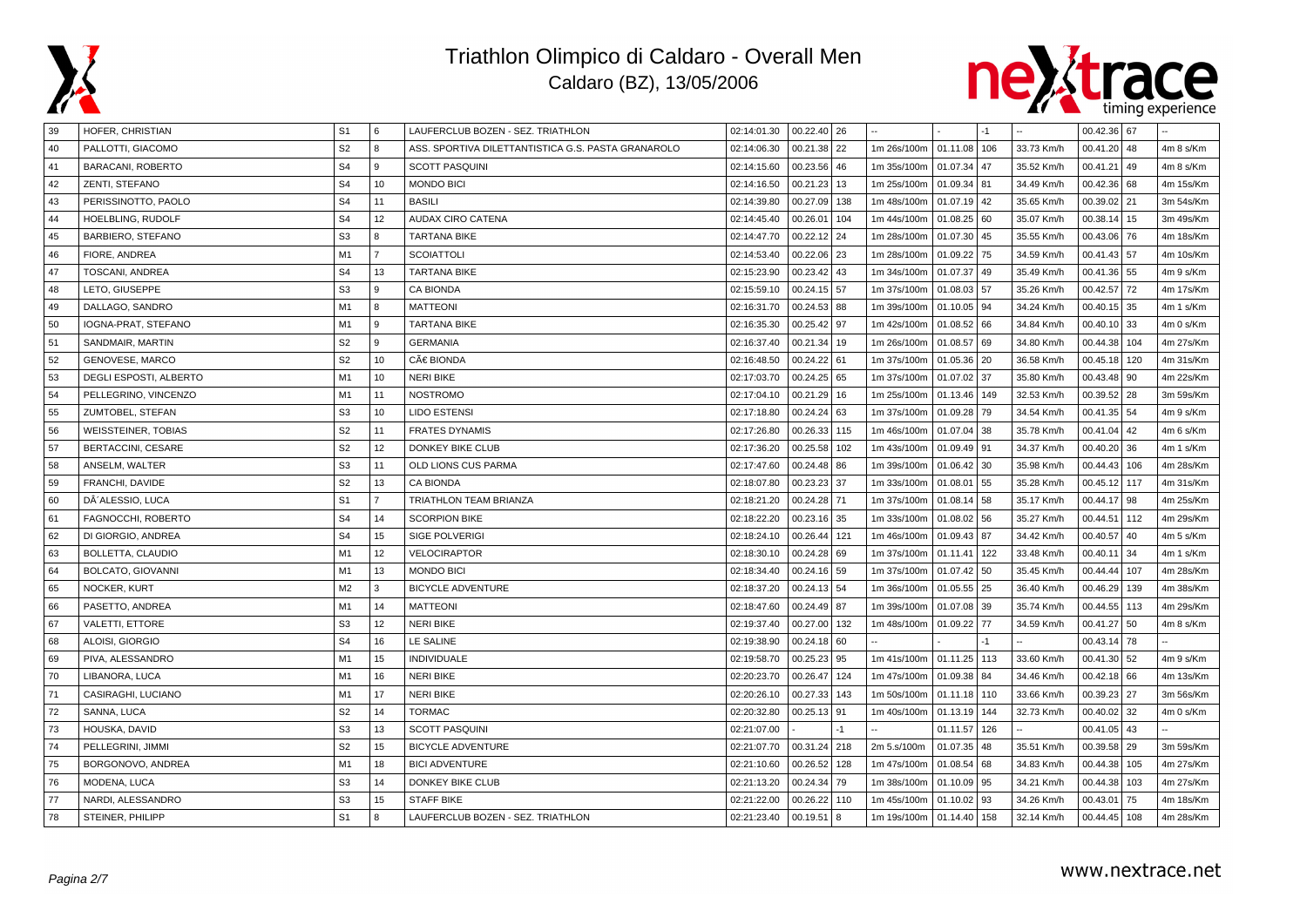# Triathlon Olimpico di Caldaro - Overall Men

Caldaro (BZ), 13/05/2006

| | | | | | | | | | | | | | | | |
|---|---|---|---|---|---|---|---|---|---|---|---|---|---|---|---|
| 39 | HOFER, CHRISTIAN | S1 | 6 | LAUFERCLUB BOZEN - SEZ. TRIATHLON | 02:14:01.30 | 00.22.40 | 26 | -- | | -1 | -- | 00.42.36 | 67 | -- |
| 40 | PALLOTTI, GIACOMO | S2 | 8 | ASS. SPORTIVA DILETTANTISTICA G.S. PASTA GRANAROLO | 02:14:06.30 | 00.21.38 | 22 | 1m 26s/100m | 01.11.08 | 106 | 33.73 Km/h | 00.41.20 | 48 | 4m 8 s/Km |
| 41 | BARACANI, ROBERTO | S4 | 9 | SCOTT PASQUINI | 02:14:15.60 | 00.23.56 | 46 | 1m 35s/100m | 01.07.34 | 47 | 35.52 Km/h | 00.41.21 | 49 | 4m 8 s/Km |
| 42 | ZENTI, STEFANO | S4 | 10 | MONDO BICI | 02:14:16.50 | 00.21.23 | 13 | 1m 25s/100m | 01.09.34 | 81 | 34.49 Km/h | 00.42.36 | 68 | 4m 15s/Km |
| 43 | PERISSINOTTO, PAOLO | S4 | 11 | BASILI | 02:14:39.80 | 00.27.09 | 138 | 1m 48s/100m | 01.07.19 | 42 | 35.65 Km/h | 00.39.02 | 21 | 3m 54s/Km |
| 44 | HOELBLING, RUDOLF | S4 | 12 | AUDAX CIRO CATENA | 02:14:45.40 | 00.26.01 | 104 | 1m 44s/100m | 01.08.25 | 60 | 35.07 Km/h | 00.38.14 | 15 | 3m 49s/Km |
| 45 | BARBIERO, STEFANO | S3 | 8 | TARTANA BIKE | 02:14:47.70 | 00.22.12 | 24 | 1m 28s/100m | 01.07.30 | 45 | 35.55 Km/h | 00.43.06 | 76 | 4m 18s/Km |
| 46 | FIORE, ANDREA | M1 | 7 | SCOIATTOLI | 02:14:53.40 | 00.22.06 | 23 | 1m 28s/100m | 01.09.22 | 75 | 34.59 Km/h | 00.41.43 | 57 | 4m 10s/Km |
| 47 | TOSCANI, ANDREA | S4 | 13 | TARTANA BIKE | 02:15:23.90 | 00.23.42 | 43 | 1m 34s/100m | 01.07.37 | 49 | 35.49 Km/h | 00.41.36 | 55 | 4m 9 s/Km |
| 48 | LETO, GIUSEPPE | S3 | 9 | CA BIONDA | 02:15:59.10 | 00.24.15 | 57 | 1m 37s/100m | 01.08.03 | 57 | 35.26 Km/h | 00.42.57 | 72 | 4m 17s/Km |
| 49 | DALLAGO, SANDRO | M1 | 8 | MATTEONI | 02:16:31.70 | 00.24.53 | 88 | 1m 39s/100m | 01.10.05 | 94 | 34.24 Km/h | 00.40.15 | 35 | 4m 1 s/Km |
| 50 | IOGNA-PRAT, STEFANO | M1 | 9 | TARTANA BIKE | 02:16:35.30 | 00.25.42 | 97 | 1m 42s/100m | 01.08.52 | 66 | 34.84 Km/h | 00.40.10 | 33 | 4m 0 s/Km |
| 51 | SANDMAIR, MARTIN | S2 | 9 | GERMANIA | 02:16:37.40 | 00.21.34 | 19 | 1m 26s/100m | 01.08.57 | 69 | 34.80 Km/h | 00.44.38 | 104 | 4m 27s/Km |
| 52 | GENOVESE, MARCO | S2 | 10 | CÃ€ BIONDA | 02:16:48.50 | 00.24.22 | 61 | 1m 37s/100m | 01.05.36 | 20 | 36.58 Km/h | 00.45.18 | 120 | 4m 31s/Km |
| 53 | DEGLI ESPOSTI, ALBERTO | M1 | 10 | NERI BIKE | 02:17:03.70 | 00.24.25 | 65 | 1m 37s/100m | 01.07.02 | 37 | 35.80 Km/h | 00.43.48 | 90 | 4m 22s/Km |
| 54 | PELLEGRINO, VINCENZO | M1 | 11 | NOSTROMO | 02:17:04.10 | 00.21.29 | 16 | 1m 25s/100m | 01.13.46 | 149 | 32.53 Km/h | 00.39.52 | 28 | 3m 59s/Km |
| 55 | ZUMTOBEL, STEFAN | S3 | 10 | LIDO ESTENSI | 02:17:18.80 | 00.24.24 | 63 | 1m 37s/100m | 01.09.28 | 79 | 34.54 Km/h | 00.41.35 | 54 | 4m 9 s/Km |
| 56 | WEISSTEINER, TOBIAS | S2 | 11 | FRATES DYNAMIS | 02:17:26.80 | 00.26.33 | 115 | 1m 46s/100m | 01.07.04 | 38 | 35.78 Km/h | 00.41.04 | 42 | 4m 6 s/Km |
| 57 | BERTACCINI, CESARE | S2 | 12 | DONKEY BIKE CLUB | 02:17:36.20 | 00.25.58 | 102 | 1m 43s/100m | 01.09.49 | 91 | 34.37 Km/h | 00.40.20 | 36 | 4m 1 s/Km |
| 58 | ANSELM, WALTER | S3 | 11 | OLD LIONS CUS PARMA | 02:17:47.60 | 00.24.48 | 86 | 1m 39s/100m | 01.06.42 | 30 | 35.98 Km/h | 00.44.43 | 106 | 4m 28s/Km |
| 59 | FRANCHI, DAVIDE | S2 | 13 | CA BIONDA | 02:18:07.80 | 00.23.23 | 37 | 1m 33s/100m | 01.08.01 | 55 | 35.28 Km/h | 00.45.12 | 117 | 4m 31s/Km |
| 60 | DÂ´ALESSIO, LUCA | S1 | 7 | TRIATHLON TEAM BRIANZA | 02:18:21.20 | 00.24.28 | 71 | 1m 37s/100m | 01.08.14 | 58 | 35.17 Km/h | 00.44.17 | 98 | 4m 25s/Km |
| 61 | FAGNOCCHI, ROBERTO | S4 | 14 | SCORPION BIKE | 02:18:22.20 | 00.23.16 | 35 | 1m 33s/100m | 01.08.02 | 56 | 35.27 Km/h | 00.44.51 | 112 | 4m 29s/Km |
| 62 | DI GIORGIO, ANDREA | S4 | 15 | SIGE POLVERIGI | 02:18:24.10 | 00.26.44 | 121 | 1m 46s/100m | 01.09.43 | 87 | 34.42 Km/h | 00.40.57 | 40 | 4m 5 s/Km |
| 63 | BOLLETTA, CLAUDIO | M1 | 12 | VELOCIRAPTOR | 02:18:30.10 | 00.24.28 | 69 | 1m 37s/100m | 01.11.41 | 122 | 33.48 Km/h | 00.40.11 | 34 | 4m 1 s/Km |
| 64 | BOLCATO, GIOVANNI | M1 | 13 | MONDO BICI | 02:18:34.40 | 00.24.16 | 59 | 1m 37s/100m | 01.07.42 | 50 | 35.45 Km/h | 00.44.44 | 107 | 4m 28s/Km |
| 65 | NOCKER, KURT | M2 | 3 | BICYCLE ADVENTURE | 02:18:37.20 | 00.24.13 | 54 | 1m 36s/100m | 01.05.55 | 25 | 36.40 Km/h | 00.46.29 | 139 | 4m 38s/Km |
| 66 | PASETTO, ANDREA | M1 | 14 | MATTEONI | 02:18:47.60 | 00.24.49 | 87 | 1m 39s/100m | 01.07.08 | 39 | 35.74 Km/h | 00.44.55 | 113 | 4m 29s/Km |
| 67 | VALETTI, ETTORE | S3 | 12 | NERI BIKE | 02:19:37.40 | 00.27.00 | 132 | 1m 48s/100m | 01.09.22 | 77 | 34.59 Km/h | 00.41.27 | 50 | 4m 8 s/Km |
| 68 | ALOISI, GIORGIO | S4 | 16 | LE SALINE | 02:19:38.90 | 00.24.18 | 60 | -- | | -1 | -- | 00.43.14 | 78 | -- |
| 69 | PIVA, ALESSANDRO | M1 | 15 | INDIVIDUALE | 02:19:58.70 | 00.25.23 | 95 | 1m 41s/100m | 01.11.25 | 113 | 33.60 Km/h | 00.41.30 | 52 | 4m 9 s/Km |
| 70 | LIBANORA, LUCA | M1 | 16 | NERI BIKE | 02:20:23.70 | 00.26.47 | 124 | 1m 47s/100m | 01.09.38 | 84 | 34.46 Km/h | 00.42.18 | 66 | 4m 13s/Km |
| 71 | CASIRAGHI, LUCIANO | M1 | 17 | NERI BIKE | 02:20:26.10 | 00.27.33 | 143 | 1m 50s/100m | 01.11.18 | 110 | 33.66 Km/h | 00.39.23 | 27 | 3m 56s/Km |
| 72 | SANNA, LUCA | S2 | 14 | TORMAC | 02:20:32.80 | 00.25.13 | 91 | 1m 40s/100m | 01.13.19 | 144 | 32.73 Km/h | 00.40.02 | 32 | 4m 0 s/Km |
| 73 | HOUSKA, DAVID | S3 | 13 | SCOTT PASQUINI | 02:21:07.00 | | -1 | -- | 01.11.57 | 126 | -- | 00.41.05 | 43 | -- |
| 74 | PELLEGRINI, JIMMI | S2 | 15 | BICYCLE ADVENTURE | 02:21:07.70 | 00.31.24 | 218 | 2m 5.s/100m | 01.07.35 | 48 | 35.51 Km/h | 00.39.58 | 29 | 3m 59s/Km |
| 75 | BORGONOVO, ANDREA | M1 | 18 | BICI ADVENTURE | 02:21:10.60 | 00.26.52 | 128 | 1m 47s/100m | 01.08.54 | 68 | 34.83 Km/h | 00.44.38 | 105 | 4m 27s/Km |
| 76 | MODENA, LUCA | S3 | 14 | DONKEY BIKE CLUB | 02:21:13.20 | 00.24.34 | 79 | 1m 38s/100m | 01.10.09 | 95 | 34.21 Km/h | 00.44.38 | 103 | 4m 27s/Km |
| 77 | NARDI, ALESSANDRO | S3 | 15 | STAFF BIKE | 02:21:22.00 | 00.26.22 | 110 | 1m 45s/100m | 01.10.02 | 93 | 34.26 Km/h | 00.43.01 | 75 | 4m 18s/Km |
| 78 | STEINER, PHILIPP | S1 | 8 | LAUFERCLUB BOZEN - SEZ. TRIATHLON | 02:21:23.40 | 00.19.51 | 8 | 1m 19s/100m | 01.14.40 | 158 | 32.14 Km/h | 00.44.45 | 108 | 4m 28s/Km |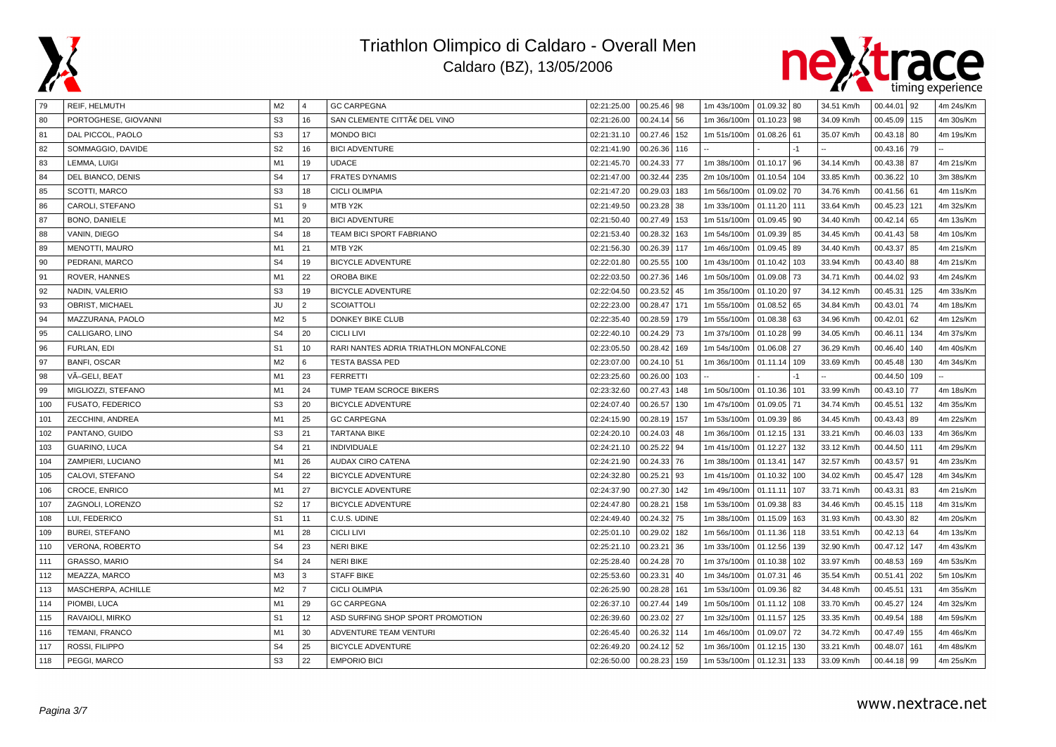# Triathlon Olimpico di Caldaro - Overall Men

## Caldaro (BZ), 13/05/2006

| | | | | | | | | | | | | | | | |
|---|---|---|---|---|---|---|---|---|---|---|---|---|---|---|---|
| 79 | REIF, HELMUTH | M2 | 4 | GC CARPEGNA | 02:21:25.00 | 00.25.46 | 98 | 1m 43s/100m | 01.09.32 | 80 | 34.51 Km/h | 00.44.01 | 92 | 4m 24s/Km |
| 80 | PORTOGHESE, GIOVANNI | S3 | 16 | SAN CLEMENTE CITTÃ€ DEL VINO | 02:21:26.00 | 00.24.14 | 56 | 1m 36s/100m | 01.10.23 | 98 | 34.09 Km/h | 00.45.09 | 115 | 4m 30s/Km |
| 81 | DAL PICCOL, PAOLO | S3 | 17 | MONDO BICI | 02:21:31.10 | 00.27.46 | 152 | 1m 51s/100m | 01.08.26 | 61 | 35.07 Km/h | 00.43.18 | 80 | 4m 19s/Km |
| 82 | SOMMAGGIO, DAVIDE | S2 | 16 | BICI ADVENTURE | 02:21:41.90 | 00.26.36 | 116 | -- | | -1 | -- | 00.43.16 | 79 | -- |
| 83 | LEMMA, LUIGI | M1 | 19 | UDACE | 02:21:45.70 | 00.24.33 | 77 | 1m 38s/100m | 01.10.17 | 96 | 34.14 Km/h | 00.43.38 | 87 | 4m 21s/Km |
| 84 | DEL BIANCO, DENIS | S4 | 17 | FRATES DYNAMIS | 02:21:47.00 | 00.32.44 | 235 | 2m 10s/100m | 01.10.54 | 104 | 33.85 Km/h | 00.36.22 | 10 | 3m 38s/Km |
| 85 | SCOTTI, MARCO | S3 | 18 | CICLI OLIMPIA | 02:21:47.20 | 00.29.03 | 183 | 1m 56s/100m | 01.09.02 | 70 | 34.76 Km/h | 00.41.56 | 61 | 4m 11s/Km |
| 86 | CAROLI, STEFANO | S1 | 9 | MTB Y2K | 02:21:49.50 | 00.23.28 | 38 | 1m 33s/100m | 01.11.20 | 111 | 33.64 Km/h | 00.45.23 | 121 | 4m 32s/Km |
| 87 | BONO, DANIELE | M1 | 20 | BICI ADVENTURE | 02:21:50.40 | 00.27.49 | 153 | 1m 51s/100m | 01.09.45 | 90 | 34.40 Km/h | 00.42.14 | 65 | 4m 13s/Km |
| 88 | VANIN, DIEGO | S4 | 18 | TEAM BICI SPORT FABRIANO | 02:21:53.40 | 00.28.32 | 163 | 1m 54s/100m | 01.09.39 | 85 | 34.45 Km/h | 00.41.43 | 58 | 4m 10s/Km |
| 89 | MENOTTI, MAURO | M1 | 21 | MTB Y2K | 02:21:56.30 | 00.26.39 | 117 | 1m 46s/100m | 01.09.45 | 89 | 34.40 Km/h | 00.43.37 | 85 | 4m 21s/Km |
| 90 | PEDRANI, MARCO | S4 | 19 | BICYCLE ADVENTURE | 02:22:01.80 | 00.25.55 | 100 | 1m 43s/100m | 01.10.42 | 103 | 33.94 Km/h | 00.43.40 | 88 | 4m 21s/Km |
| 91 | ROVER, HANNES | M1 | 22 | OROBA BIKE | 02:22:03.50 | 00.27.36 | 146 | 1m 50s/100m | 01.09.08 | 73 | 34.71 Km/h | 00.44.02 | 93 | 4m 24s/Km |
| 92 | NADIN, VALERIO | S3 | 19 | BICYCLE ADVENTURE | 02:22:04.50 | 00.23.52 | 45 | 1m 35s/100m | 01.10.20 | 97 | 34.12 Km/h | 00.45.31 | 125 | 4m 33s/Km |
| 93 | OBRIST, MICHAEL | JU | 2 | SCOIATTOLI | 02:22:23.00 | 00.28.47 | 171 | 1m 55s/100m | 01.08.52 | 65 | 34.84 Km/h | 00.43.01 | 74 | 4m 18s/Km |
| 94 | MAZZURANA, PAOLO | M2 | 5 | DONKEY BIKE CLUB | 02:22:35.40 | 00.28.59 | 179 | 1m 55s/100m | 01.08.38 | 63 | 34.96 Km/h | 00.42.01 | 62 | 4m 12s/Km |
| 95 | CALLIGARO, LINO | S4 | 20 | CICLI LIVI | 02:22:40.10 | 00.24.29 | 73 | 1m 37s/100m | 01.10.28 | 99 | 34.05 Km/h | 00.46.11 | 134 | 4m 37s/Km |
| 96 | FURLAN, EDI | S1 | 10 | RARI NANTES ADRIA TRIATHLON MONFALCONE | 02:23:05.50 | 00.28.42 | 169 | 1m 54s/100m | 01.06.08 | 27 | 36.29 Km/h | 00.46.40 | 140 | 4m 40s/Km |
| 97 | BANFI, OSCAR | M2 | 6 | TESTA BASSA PED | 02:23:07.00 | 00.24.10 | 51 | 1m 36s/100m | 01.11.14 | 109 | 33.69 Km/h | 00.45.48 | 130 | 4m 34s/Km |
| 98 | VÃ–GELI, BEAT | M1 | 23 | FERRETTI | 02:23:25.60 | 00.26.00 | 103 | -- | | -1 | -- | 00.44.50 | 109 | -- |
| 99 | MIGLIOZZI, STEFANO | M1 | 24 | TUMP TEAM SCROCE BIKERS | 02:23:32.60 | 00.27.43 | 148 | 1m 50s/100m | 01.10.36 | 101 | 33.99 Km/h | 00.43.10 | 77 | 4m 18s/Km |
| 100 | FUSATO, FEDERICO | S3 | 20 | BICYCLE ADVENTURE | 02:24:07.40 | 00.26.57 | 130 | 1m 47s/100m | 01.09.05 | 71 | 34.74 Km/h | 00.45.51 | 132 | 4m 35s/Km |
| 101 | ZECCHINI, ANDREA | M1 | 25 | GC CARPEGNA | 02:24:15.90 | 00.28.19 | 157 | 1m 53s/100m | 01.09.39 | 86 | 34.45 Km/h | 00.43.43 | 89 | 4m 22s/Km |
| 102 | PANTANO, GUIDO | S3 | 21 | TARTANA BIKE | 02:24:20.10 | 00.24.03 | 48 | 1m 36s/100m | 01.12.15 | 131 | 33.21 Km/h | 00.46.03 | 133 | 4m 36s/Km |
| 103 | GUARINO, LUCA | S4 | 21 | INDIVIDUALE | 02:24:21.10 | 00.25.22 | 94 | 1m 41s/100m | 01.12.27 | 132 | 33.12 Km/h | 00.44.50 | 111 | 4m 29s/Km |
| 104 | ZAMPIERI, LUCIANO | M1 | 26 | AUDAX CIRO CATENA | 02:24:21.90 | 00.24.33 | 76 | 1m 38s/100m | 01.13.41 | 147 | 32.57 Km/h | 00.43.57 | 91 | 4m 23s/Km |
| 105 | CALOVI, STEFANO | S4 | 22 | BICYCLE ADVENTURE | 02:24:32.80 | 00.25.21 | 93 | 1m 41s/100m | 01.10.32 | 100 | 34.02 Km/h | 00.45.47 | 128 | 4m 34s/Km |
| 106 | CROCE, ENRICO | M1 | 27 | BICYCLE ADVENTURE | 02:24:37.90 | 00.27.30 | 142 | 1m 49s/100m | 01.11.11 | 107 | 33.71 Km/h | 00.43.31 | 83 | 4m 21s/Km |
| 107 | ZAGNOLI, LORENZO | S2 | 17 | BICYCLE ADVENTURE | 02:24:47.80 | 00.28.21 | 158 | 1m 53s/100m | 01.09.38 | 83 | 34.46 Km/h | 00.45.15 | 118 | 4m 31s/Km |
| 108 | LUI, FEDERICO | S1 | 11 | C.U.S. UDINE | 02:24:49.40 | 00.24.32 | 75 | 1m 38s/100m | 01.15.09 | 163 | 31.93 Km/h | 00.43.30 | 82 | 4m 20s/Km |
| 109 | BUREI, STEFANO | M1 | 28 | CICLI LIVI | 02:25:01.10 | 00.29.02 | 182 | 1m 56s/100m | 01.11.36 | 118 | 33.51 Km/h | 00.42.13 | 64 | 4m 13s/Km |
| 110 | VERONA, ROBERTO | S4 | 23 | NERI BIKE | 02:25:21.10 | 00.23.21 | 36 | 1m 33s/100m | 01.12.56 | 139 | 32.90 Km/h | 00.47.12 | 147 | 4m 43s/Km |
| 111 | GRASSO, MARIO | S4 | 24 | NERI BIKE | 02:25:28.40 | 00.24.28 | 70 | 1m 37s/100m | 01.10.38 | 102 | 33.97 Km/h | 00.48.53 | 169 | 4m 53s/Km |
| 112 | MEAZZA, MARCO | M3 | 3 | STAFF BIKE | 02:25:53.60 | 00.23.31 | 40 | 1m 34s/100m | 01.07.31 | 46 | 35.54 Km/h | 00.51.41 | 202 | 5m 10s/Km |
| 113 | MASCHERPA, ACHILLE | M2 | 7 | CICLI OLIMPIA | 02:26:25.90 | 00.28.28 | 161 | 1m 53s/100m | 01.09.36 | 82 | 34.48 Km/h | 00.45.51 | 131 | 4m 35s/Km |
| 114 | PIOMBI, LUCA | M1 | 29 | GC CARPEGNA | 02:26:37.10 | 00.27.44 | 149 | 1m 50s/100m | 01.11.12 | 108 | 33.70 Km/h | 00.45.27 | 124 | 4m 32s/Km |
| 115 | RAVAIOLI, MIRKO | S1 | 12 | ASD SURFING SHOP SPORT PROMOTION | 02:26:39.60 | 00.23.02 | 27 | 1m 32s/100m | 01.11.57 | 125 | 33.35 Km/h | 00.49.54 | 188 | 4m 59s/Km |
| 116 | TEMANI, FRANCO | M1 | 30 | ADVENTURE TEAM VENTURI | 02:26:45.40 | 00.26.32 | 114 | 1m 46s/100m | 01.09.07 | 72 | 34.72 Km/h | 00.47.49 | 155 | 4m 46s/Km |
| 117 | ROSSI, FILIPPO | S4 | 25 | BICYCLE ADVENTURE | 02:26:49.20 | 00.24.12 | 52 | 1m 36s/100m | 01.12.15 | 130 | 33.21 Km/h | 00.48.07 | 161 | 4m 48s/Km |
| 118 | PEGGI, MARCO | S3 | 22 | EMPORIO BICI | 02:26:50.00 | 00.28.23 | 159 | 1m 53s/100m | 01.12.31 | 133 | 33.09 Km/h | 00.44.18 | 99 | 4m 25s/Km |

www.nextrace.net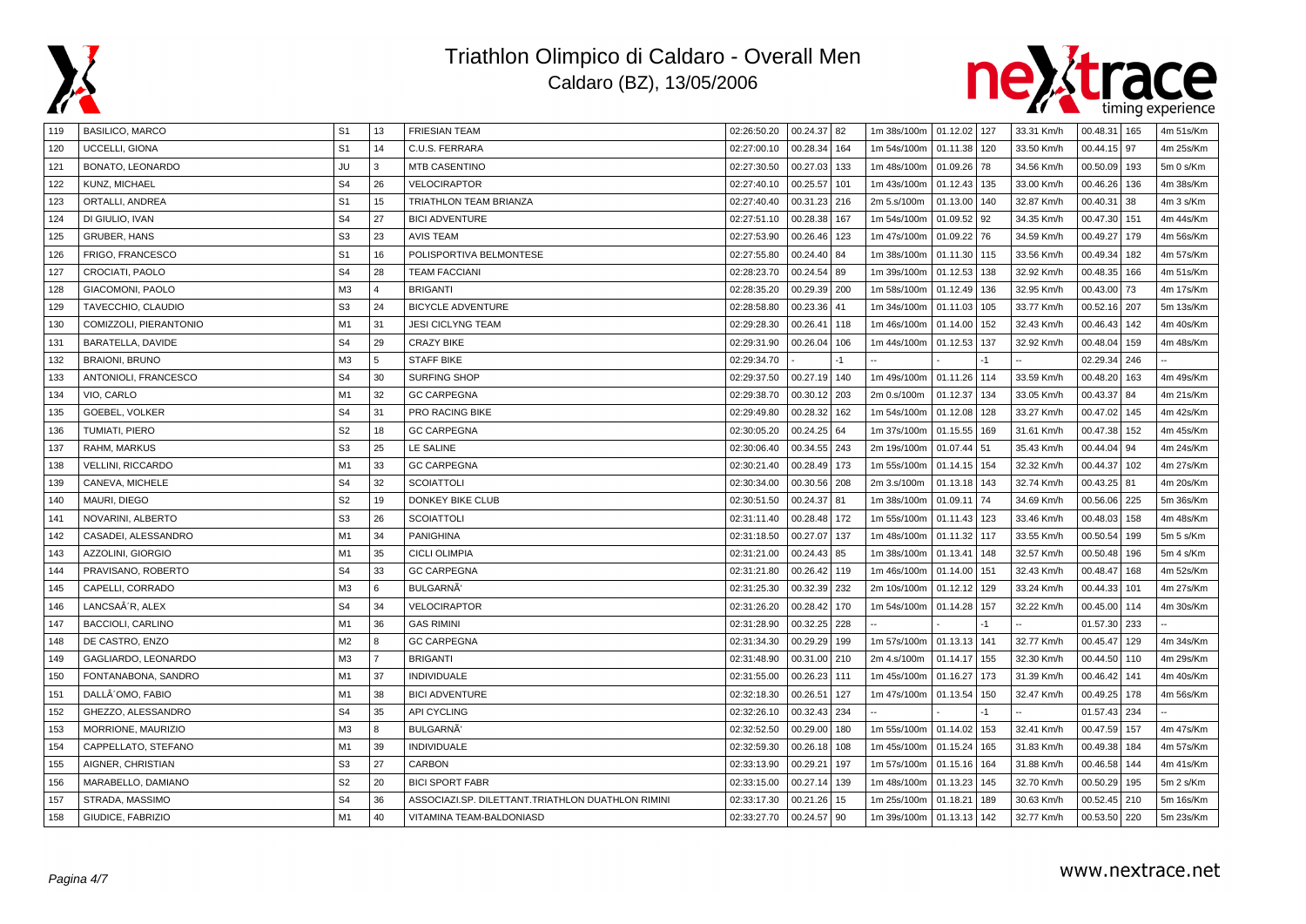# Triathlon Olimpico di Caldaro - Overall Men

Caldaro (BZ), 13/05/2006

| | | | | | | | | | | | | | | | |
|---|---|---|---|---|---|---|---|---|---|---|---|---|---|---|---|
| 119 | BASILICO, MARCO | S1 | 13 | FRIESIAN TEAM | 02:26:50.20 | 00.24.37 | 82 | 1m 38s/100m | 01.12.02 | 127 | 33.31 Km/h | 00.48.31 | 165 | 4m 51s/Km |
| 120 | UCCELLI, GIONA | S1 | 14 | C.U.S. FERRARA | 02:27:00.10 | 00.28.34 | 164 | 1m 54s/100m | 01.11.38 | 120 | 33.50 Km/h | 00.44.15 | 97 | 4m 25s/Km |
| 121 | BONATO, LEONARDO | JU | 3 | MTB CASENTINO | 02:27:30.50 | 00.27.03 | 133 | 1m 48s/100m | 01.09.26 | 78 | 34.56 Km/h | 00.50.09 | 193 | 5m 0 s/Km |
| 122 | KUNZ, MICHAEL | S4 | 26 | VELOCIRAPTOR | 02:27:40.10 | 00.25.57 | 101 | 1m 43s/100m | 01.12.43 | 135 | 33.00 Km/h | 00.46.26 | 136 | 4m 38s/Km |
| 123 | ORTALLI, ANDREA | S1 | 15 | TRIATHLON TEAM BRIANZA | 02:27:40.40 | 00.31.23 | 216 | 2m 5.s/100m | 01.13.00 | 140 | 32.87 Km/h | 00.40.31 | 38 | 4m 3 s/Km |
| 124 | DI GIULIO, IVAN | S4 | 27 | BICI ADVENTURE | 02:27:51.10 | 00.28.38 | 167 | 1m 54s/100m | 01.09.52 | 92 | 34.35 Km/h | 00.47.30 | 151 | 4m 44s/Km |
| 125 | GRUBER, HANS | S3 | 23 | AVIS TEAM | 02:27:53.90 | 00.26.46 | 123 | 1m 47s/100m | 01.09.22 | 76 | 34.59 Km/h | 00.49.27 | 179 | 4m 56s/Km |
| 126 | FRIGO, FRANCESCO | S1 | 16 | POLISPORTIVA BELMONTESE | 02:27:55.80 | 00.24.40 | 84 | 1m 38s/100m | 01.11.30 | 115 | 33.56 Km/h | 00.49.34 | 182 | 4m 57s/Km |
| 127 | CROCIATI, PAOLO | S4 | 28 | TEAM FACCIANI | 02:28:23.70 | 00.24.54 | 89 | 1m 39s/100m | 01.12.53 | 138 | 32.92 Km/h | 00.48.35 | 166 | 4m 51s/Km |
| 128 | GIACOMONI, PAOLO | M3 | 4 | BRIGANTI | 02:28:35.20 | 00.29.39 | 200 | 1m 58s/100m | 01.12.49 | 136 | 32.95 Km/h | 00.43.00 | 73 | 4m 17s/Km |
| 129 | TAVECCHIO, CLAUDIO | S3 | 24 | BICYCLE ADVENTURE | 02:28:58.80 | 00.23.36 | 41 | 1m 34s/100m | 01.11.03 | 105 | 33.77 Km/h | 00.52.16 | 207 | 5m 13s/Km |
| 130 | COMIZZOLI, PIERANTONIO | M1 | 31 | JESI CICLYNG TEAM | 02:29:28.30 | 00.26.41 | 118 | 1m 46s/100m | 01.14.00 | 152 | 32.43 Km/h | 00.46.43 | 142 | 4m 40s/Km |
| 131 | BARATELLA, DAVIDE | S4 | 29 | CRAZY BIKE | 02:29:31.90 | 00.26.04 | 106 | 1m 44s/100m | 01.12.53 | 137 | 32.92 Km/h | 00.48.04 | 159 | 4m 48s/Km |
| 132 | BRAIONI, BRUNO | M3 | 5 | STAFF BIKE | 02:29:34.70 | - | -1 | -- | - | -1 | -- | 02.29.34 | 246 | -- |
| 133 | ANTONIOLI, FRANCESCO | S4 | 30 | SURFING SHOP | 02:29:37.50 | 00.27.19 | 140 | 1m 49s/100m | 01.11.26 | 114 | 33.59 Km/h | 00.48.20 | 163 | 4m 49s/Km |
| 134 | VIO, CARLO | M1 | 32 | GC CARPEGNA | 02:29:38.70 | 00.30.12 | 203 | 2m 0.s/100m | 01.12.37 | 134 | 33.05 Km/h | 00.43.37 | 84 | 4m 21s/Km |
| 135 | GOEBEL, VOLKER | S4 | 31 | PRO RACING BIKE | 02:29:49.80 | 00.28.32 | 162 | 1m 54s/100m | 01.12.08 | 128 | 33.27 Km/h | 00.47.02 | 145 | 4m 42s/Km |
| 136 | TUMIATI, PIERO | S2 | 18 | GC CARPEGNA | 02:30:05.20 | 00.24.25 | 64 | 1m 37s/100m | 01.15.55 | 169 | 31.61 Km/h | 00.47.38 | 152 | 4m 45s/Km |
| 137 | RAHM, MARKUS | S3 | 25 | LE SALINE | 02:30:06.40 | 00.34.55 | 243 | 2m 19s/100m | 01.07.44 | 51 | 35.43 Km/h | 00.44.04 | 94 | 4m 24s/Km |
| 138 | VELLINI, RICCARDO | M1 | 33 | GC CARPEGNA | 02:30:21.40 | 00.28.49 | 173 | 1m 55s/100m | 01.14.15 | 154 | 32.32 Km/h | 00.44.37 | 102 | 4m 27s/Km |
| 139 | CANEVA, MICHELE | S4 | 32 | SCOIATTOLI | 02:30:34.00 | 00.30.56 | 208 | 2m 3.s/100m | 01.13.18 | 143 | 32.74 Km/h | 00.43.25 | 81 | 4m 20s/Km |
| 140 | MAURI, DIEGO | S2 | 19 | DONKEY BIKE CLUB | 02:30:51.50 | 00.24.37 | 81 | 1m 38s/100m | 01.09.11 | 74 | 34.69 Km/h | 00.56.06 | 225 | 5m 36s/Km |
| 141 | NOVARINI, ALBERTO | S3 | 26 | SCOIATTOLI | 02:31:11.40 | 00.28.48 | 172 | 1m 55s/100m | 01.11.43 | 123 | 33.46 Km/h | 00.48.03 | 158 | 4m 48s/Km |
| 142 | CASADEI, ALESSANDRO | M1 | 34 | PANIGHINA | 02:31:18.50 | 00.27.07 | 137 | 1m 48s/100m | 01.11.32 | 117 | 33.55 Km/h | 00.50.54 | 199 | 5m 5 s/Km |
| 143 | AZZOLINI, GIORGIO | M1 | 35 | CICLI OLIMPIA | 02:31:21.00 | 00.24.43 | 85 | 1m 38s/100m | 01.13.41 | 148 | 32.57 Km/h | 00.50.48 | 196 | 5m 4 s/Km |
| 144 | PRAVISANO, ROBERTO | S4 | 33 | GC CARPEGNA | 02:31:21.80 | 00.26.42 | 119 | 1m 46s/100m | 01.14.00 | 151 | 32.43 Km/h | 00.48.47 | 168 | 4m 52s/Km |
| 145 | CAPELLI, CORRADO | M3 | 6 | BULGARNÃ' | 02:31:25.30 | 00.32.39 | 232 | 2m 10s/100m | 01.12.12 | 129 | 33.24 Km/h | 00.44.33 | 101 | 4m 27s/Km |
| 146 | LANCSAÂ´R, ALEX | S4 | 34 | VELOCIRAPTOR | 02:31:26.20 | 00.28.42 | 170 | 1m 54s/100m | 01.14.28 | 157 | 32.22 Km/h | 00.45.00 | 114 | 4m 30s/Km |
| 147 | BACCIOLI, CARLINO | M1 | 36 | GAS RIMINI | 02:31:28.90 | 00.32.25 | 228 | -- | - | -1 | -- | 01.57.30 | 233 | -- |
| 148 | DE CASTRO, ENZO | M2 | 8 | GC CARPEGNA | 02:31:34.30 | 00.29.29 | 199 | 1m 57s/100m | 01.13.13 | 141 | 32.77 Km/h | 00.45.47 | 129 | 4m 34s/Km |
| 149 | GAGLIARDO, LEONARDO | M3 | 7 | BRIGANTI | 02:31:48.90 | 00.31.00 | 210 | 2m 4.s/100m | 01.14.17 | 155 | 32.30 Km/h | 00.44.50 | 110 | 4m 29s/Km |
| 150 | FONTANABONA, SANDRO | M1 | 37 | INDIVIDUALE | 02:31:55.00 | 00.26.23 | 111 | 1m 45s/100m | 01.16.27 | 173 | 31.39 Km/h | 00.46.42 | 141 | 4m 40s/Km |
| 151 | DALLÂ´OMO, FABIO | M1 | 38 | BICI ADVENTURE | 02:32:18.30 | 00.26.51 | 127 | 1m 47s/100m | 01.13.54 | 150 | 32.47 Km/h | 00.49.25 | 178 | 4m 56s/Km |
| 152 | GHEZZO, ALESSANDRO | S4 | 35 | API CYCLING | 02:32:26.10 | 00.32.43 | 234 | -- | - | -1 | -- | 01.57.43 | 234 | -- |
| 153 | MORRIONE, MAURIZIO | M3 | 8 | BULGARNÃ' | 02:32:52.50 | 00.29.00 | 180 | 1m 55s/100m | 01.14.02 | 153 | 32.41 Km/h | 00.47.59 | 157 | 4m 47s/Km |
| 154 | CAPPELLATO, STEFANO | M1 | 39 | INDIVIDUALE | 02:32:59.30 | 00.26.18 | 108 | 1m 45s/100m | 01.15.24 | 165 | 31.83 Km/h | 00.49.38 | 184 | 4m 57s/Km |
| 155 | AIGNER, CHRISTIAN | S3 | 27 | CARBON | 02:33:13.90 | 00.29.21 | 197 | 1m 57s/100m | 01.15.16 | 164 | 31.88 Km/h | 00.46.58 | 144 | 4m 41s/Km |
| 156 | MARABELLO, DAMIANO | S2 | 20 | BICI SPORT FABR | 02:33:15.00 | 00.27.14 | 139 | 1m 48s/100m | 01.13.23 | 145 | 32.70 Km/h | 00.50.29 | 195 | 5m 2 s/Km |
| 157 | STRADA, MASSIMO | S4 | 36 | ASSOCIAZI.SP. DILETTANT.TRIATHLON DUATHLON RIMINI | 02:33:17.30 | 00.21.26 | 15 | 1m 25s/100m | 01.18.21 | 189 | 30.63 Km/h | 00.52.45 | 210 | 5m 16s/Km |
| 158 | GIUDICE, FABRIZIO | M1 | 40 | VITAMINA TEAM-BALDONIASD | 02:33:27.70 | 00.24.57 | 90 | 1m 39s/100m | 01.13.13 | 142 | 32.77 Km/h | 00.53.50 | 220 | 5m 23s/Km |

www.nextrace.net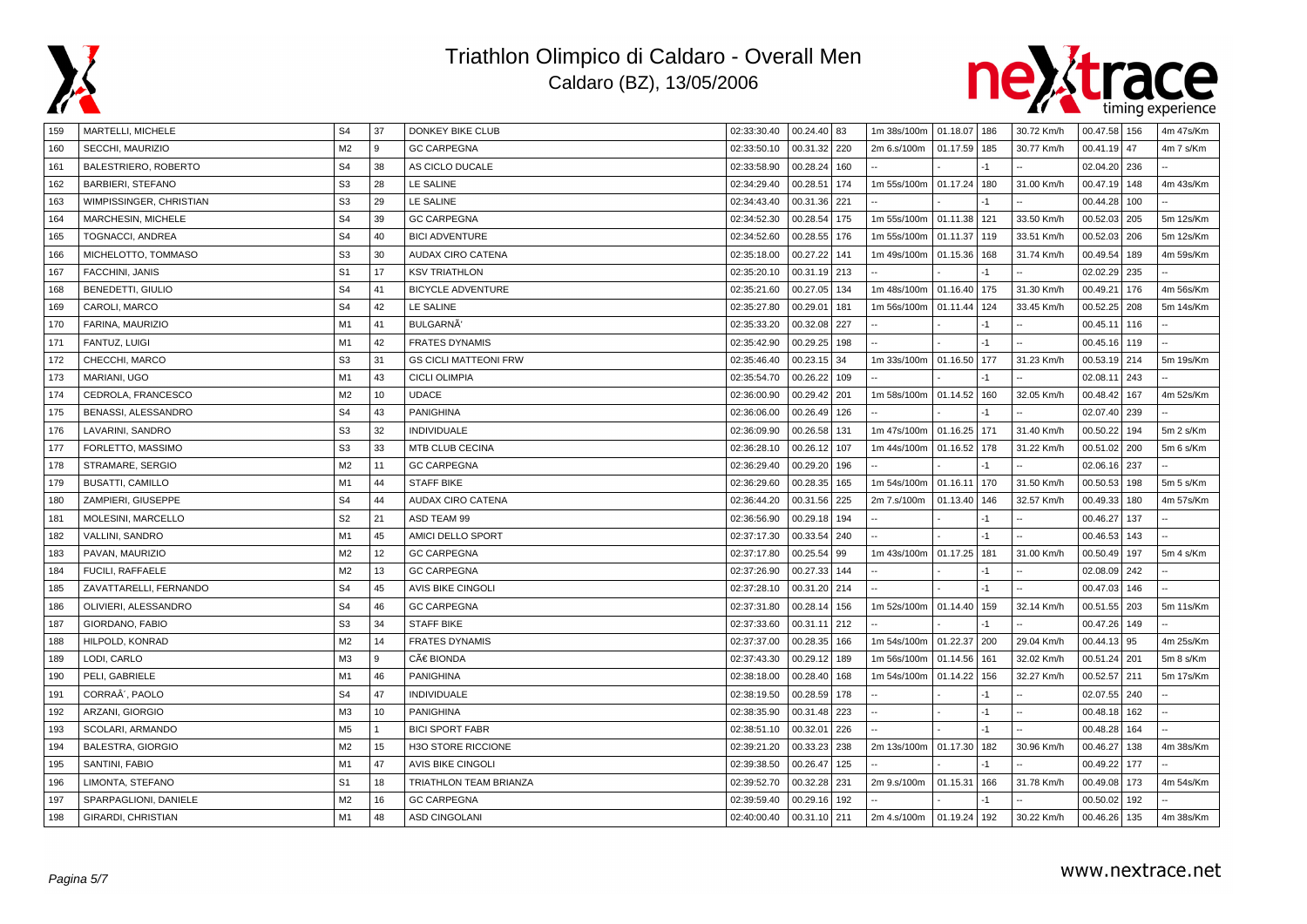# Triathlon Olimpico di Caldaro - Overall Men

Caldaro (BZ), 13/05/2006

| | | | | | | | | | | | | | | | |
|---|---|---|---|---|---|---|---|---|---|---|---|---|---|---|---|
| 159 | MARTELLI, MICHELE | S4 | 37 | DONKEY BIKE CLUB | 02:33:30.40 | 00.24.40 | 83 | 1m 38s/100m | 01.18.07 | 186 | 30.72 Km/h | 00.47.58 | 156 | 4m 47s/Km |
| 160 | SECCHI, MAURIZIO | M2 | 9 | GC CARPEGNA | 02:33:50.10 | 00.31.32 | 220 | 2m 6.s/100m | 01.17.59 | 185 | 30.77 Km/h | 00.41.19 | 47 | 4m 7 s/Km |
| 161 | BALESTRIERO, ROBERTO | S4 | 38 | AS CICLO DUCALE | 02:33:58.90 | 00.28.24 | 160 | -- | | -1 | -- | 02.04.20 | 236 | -- |
| 162 | BARBIERI, STEFANO | S3 | 28 | LE SALINE | 02:34:29.40 | 00.28.51 | 174 | 1m 55s/100m | 01.17.24 | 180 | 31.00 Km/h | 00.47.19 | 148 | 4m 43s/Km |
| 163 | WIMPISSINGER, CHRISTIAN | S3 | 29 | LE SALINE | 02:34:43.40 | 00.31.36 | 221 | -- | | -1 | -- | 00.44.28 | 100 | -- |
| 164 | MARCHESIN, MICHELE | S4 | 39 | GC CARPEGNA | 02:34:52.30 | 00.28.54 | 175 | 1m 55s/100m | 01.11.38 | 121 | 33.50 Km/h | 00.52.03 | 205 | 5m 12s/Km |
| 165 | TOGNACCI, ANDREA | S4 | 40 | BICI ADVENTURE | 02:34:52.60 | 00.28.55 | 176 | 1m 55s/100m | 01.11.37 | 119 | 33.51 Km/h | 00.52.03 | 206 | 5m 12s/Km |
| 166 | MICHELOTTO, TOMMASO | S3 | 30 | AUDAX CIRO CATENA | 02:35:18.00 | 00.27.22 | 141 | 1m 49s/100m | 01.15.36 | 168 | 31.74 Km/h | 00.49.54 | 189 | 4m 59s/Km |
| 167 | FACCHINI, JANIS | S1 | 17 | KSV TRIATHLON | 02:35:20.10 | 00.31.19 | 213 | -- | | -1 | -- | 02.02.29 | 235 | -- |
| 168 | BENEDETTI, GIULIO | S4 | 41 | BICYCLE ADVENTURE | 02:35:21.60 | 00.27.05 | 134 | 1m 48s/100m | 01.16.40 | 175 | 31.30 Km/h | 00.49.21 | 176 | 4m 56s/Km |
| 169 | CAROLI, MARCO | S4 | 42 | LE SALINE | 02:35:27.80 | 00.29.01 | 181 | 1m 56s/100m | 01.11.44 | 124 | 33.45 Km/h | 00.52.25 | 208 | 5m 14s/Km |
| 170 | FARINA, MAURIZIO | M1 | 41 | BULGARNÃ' | 02:35:33.20 | 00.32.08 | 227 | -- | | -1 | -- | 00.45.11 | 116 | -- |
| 171 | FANTUZ, LUIGI | M1 | 42 | FRATES DYNAMIS | 02:35:42.90 | 00.29.25 | 198 | -- | | -1 | -- | 00.45.16 | 119 | -- |
| 172 | CHECCHI, MARCO | S3 | 31 | GS CICLI MATTEONI FRW | 02:35:46.40 | 00.23.15 | 34 | 1m 33s/100m | 01.16.50 | 177 | 31.23 Km/h | 00.53.19 | 214 | 5m 19s/Km |
| 173 | MARIANI, UGO | M1 | 43 | CICLI OLIMPIA | 02:35:54.70 | 00.26.22 | 109 | -- | | -1 | -- | 02.08.11 | 243 | -- |
| 174 | CEDROLA, FRANCESCO | M2 | 10 | UDACE | 02:36:00.90 | 00.29.42 | 201 | 1m 58s/100m | 01.14.52 | 160 | 32.05 Km/h | 00.48.42 | 167 | 4m 52s/Km |
| 175 | BENASSI, ALESSANDRO | S4 | 43 | PANIGHINA | 02:36:06.00 | 00.26.49 | 126 | -- | | -1 | -- | 02.07.40 | 239 | -- |
| 176 | LAVARINI, SANDRO | S3 | 32 | INDIVIDUALE | 02:36:09.90 | 00.26.58 | 131 | 1m 47s/100m | 01.16.25 | 171 | 31.40 Km/h | 00.50.22 | 194 | 5m 2 s/Km |
| 177 | FORLETTO, MASSIMO | S3 | 33 | MTB CLUB CECINA | 02:36:28.10 | 00.26.12 | 107 | 1m 44s/100m | 01.16.52 | 178 | 31.22 Km/h | 00.51.02 | 200 | 5m 6 s/Km |
| 178 | STRAMARE, SERGIO | M2 | 11 | GC CARPEGNA | 02:36:29.40 | 00.29.20 | 196 | -- | | -1 | -- | 02.06.16 | 237 | -- |
| 179 | BUSATTI, CAMILLO | M1 | 44 | STAFF BIKE | 02:36:29.60 | 00.28.35 | 165 | 1m 54s/100m | 01.16.11 | 170 | 31.50 Km/h | 00.50.53 | 198 | 5m 5 s/Km |
| 180 | ZAMPIERI, GIUSEPPE | S4 | 44 | AUDAX CIRO CATENA | 02:36:44.20 | 00.31.56 | 225 | 2m 7.s/100m | 01.13.40 | 146 | 32.57 Km/h | 00.49.33 | 180 | 4m 57s/Km |
| 181 | MOLESINI, MARCELLO | S2 | 21 | ASD TEAM 99 | 02:36:56.90 | 00.29.18 | 194 | -- | | -1 | -- | 00.46.27 | 137 | -- |
| 182 | VALLINI, SANDRO | M1 | 45 | AMICI DELLO SPORT | 02:37:17.30 | 00.33.54 | 240 | -- | | -1 | -- | 00.46.53 | 143 | -- |
| 183 | PAVAN, MAURIZIO | M2 | 12 | GC CARPEGNA | 02:37:17.80 | 00.25.54 | 99 | 1m 43s/100m | 01.17.25 | 181 | 31.00 Km/h | 00.50.49 | 197 | 5m 4 s/Km |
| 184 | FUCILI, RAFFAELE | M2 | 13 | GC CARPEGNA | 02:37:26.90 | 00.27.33 | 144 | -- | | -1 | -- | 02.08.09 | 242 | -- |
| 185 | ZAVATTARELLI, FERNANDO | S4 | 45 | AVIS BIKE CINGOLI | 02:37:28.10 | 00.31.20 | 214 | -- | | -1 | -- | 00.47.03 | 146 | -- |
| 186 | OLIVIERI, ALESSANDRO | S4 | 46 | GC CARPEGNA | 02:37:31.80 | 00.28.14 | 156 | 1m 52s/100m | 01.14.40 | 159 | 32.14 Km/h | 00.51.55 | 203 | 5m 11s/Km |
| 187 | GIORDANO, FABIO | S3 | 34 | STAFF BIKE | 02:37:33.60 | 00.31.11 | 212 | -- | | -1 | -- | 00.47.26 | 149 | -- |
| 188 | HILPOLD, KONRAD | M2 | 14 | FRATES DYNAMIS | 02:37:37.00 | 00.28.35 | 166 | 1m 54s/100m | 01.22.37 | 200 | 29.04 Km/h | 00.44.13 | 95 | 4m 25s/Km |
| 189 | LODI, CARLO | M3 | 9 | CÃ€ BIONDA | 02:37:43.30 | 00.29.12 | 189 | 1m 56s/100m | 01.14.56 | 161 | 32.02 Km/h | 00.51.24 | 201 | 5m 8 s/Km |
| 190 | PELI, GABRIELE | M1 | 46 | PANIGHINA | 02:38:18.00 | 00.28.40 | 168 | 1m 54s/100m | 01.14.22 | 156 | 32.27 Km/h | 00.52.57 | 211 | 5m 17s/Km |
| 191 | CORRAÃ´, PAOLO | S4 | 47 | INDIVIDUALE | 02:38:19.50 | 00.28.59 | 178 | -- | | -1 | -- | 02.07.55 | 240 | -- |
| 192 | ARZANI, GIORGIO | M3 | 10 | PANIGHINA | 02:38:35.90 | 00.31.48 | 223 | -- | | -1 | -- | 00.48.18 | 162 | -- |
| 193 | SCOLARI, ARMANDO | M5 | 1 | BICI SPORT FABR | 02:38:51.10 | 00.32.01 | 226 | -- | | -1 | -- | 00.48.28 | 164 | -- |
| 194 | BALESTRA, GIORGIO | M2 | 15 | H3O STORE RICCIONE | 02:39:21.20 | 00.33.23 | 238 | 2m 13s/100m | 01.17.30 | 182 | 30.96 Km/h | 00.46.27 | 138 | 4m 38s/Km |
| 195 | SANTINI, FABIO | M1 | 47 | AVIS BIKE CINGOLI | 02:39:38.50 | 00.26.47 | 125 | -- | | -1 | -- | 00.49.22 | 177 | -- |
| 196 | LIMONTA, STEFANO | S1 | 18 | TRIATHLON TEAM BRIANZA | 02:39:52.70 | 00.32.28 | 231 | 2m 9.s/100m | 01.15.31 | 166 | 31.78 Km/h | 00.49.08 | 173 | 4m 54s/Km |
| 197 | SPARPAGLIONI, DANIELE | M2 | 16 | GC CARPEGNA | 02:39:59.40 | 00.29.16 | 192 | -- | | -1 | -- | 00.50.02 | 192 | -- |
| 198 | GIRARDI, CHRISTIAN | M1 | 48 | ASD CINGOLANI | 02:40:00.40 | 00.31.10 | 211 | 2m 4.s/100m | 01.19.24 | 192 | 30.22 Km/h | 00.46.26 | 135 | 4m 38s/Km |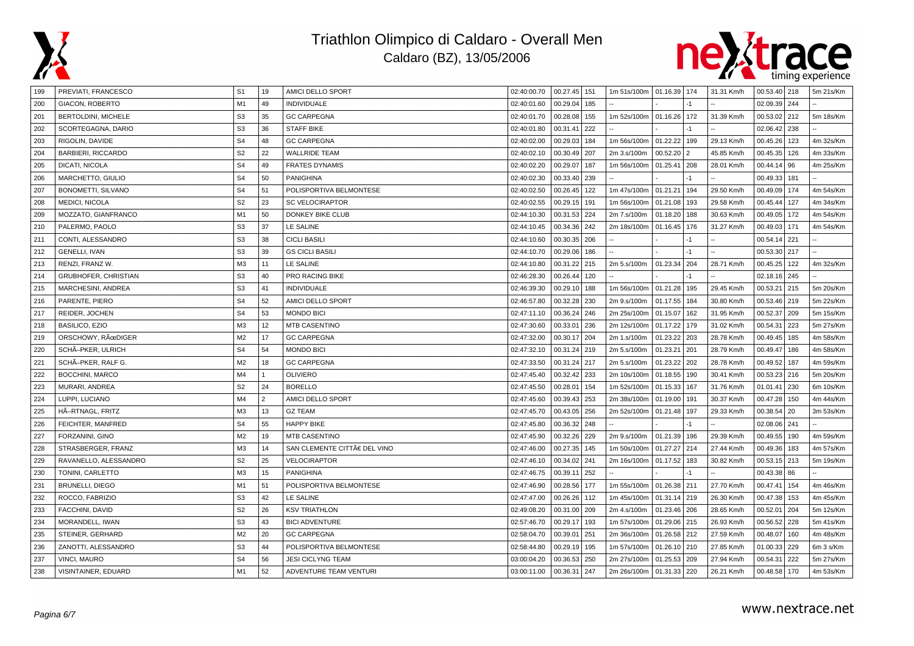# Triathlon Olimpico di Caldaro - Overall Men

Caldaro (BZ), 13/05/2006

| | | | | | | | | | | | | | | | |
|---|---|---|---|---|---|---|---|---|---|---|---|---|---|---|---|
| 199 | PREVIATI, FRANCESCO | S1 | 19 | AMICI DELLO SPORT | 02:40:00.70 | 00.27.45 | 151 | 1m 51s/100m | 01.16.39 | 174 | 31.31 Km/h | 00.53.40 | 218 | 5m 21s/Km |
| 200 | GIACON, ROBERTO | M1 | 49 | INDIVIDUALE | 02:40:01.60 | 00.29.04 | 185 | -- | - | -1 | -- | 02.09.39 | 244 | -- |
| 201 | BERTOLDINI, MICHELE | S3 | 35 | GC CARPEGNA | 02:40:01.70 | 00.28.08 | 155 | 1m 52s/100m | 01.16.26 | 172 | 31.39 Km/h | 00.53.02 | 212 | 5m 18s/Km |
| 202 | SCORTEGAGNA, DARIO | S3 | 36 | STAFF BIKE | 02:40:01.80 | 00.31.41 | 222 | -- | - | -1 | -- | 02.06.42 | 238 | -- |
| 203 | RIGOLIN, DAVIDE | S4 | 48 | GC CARPEGNA | 02:40:02.00 | 00.29.03 | 184 | 1m 56s/100m | 01.22.22 | 199 | 29.13 Km/h | 00.45.26 | 123 | 4m 32s/Km |
| 204 | BARBIERI, RICCARDO | S2 | 22 | WALLRIDE TEAM | 02:40:02.10 | 00.30.49 | 207 | 2m 3.s/100m | 00.52.20 | 2 | 45.85 Km/h | 00.45.35 | 126 | 4m 33s/Km |
| 205 | DICATI, NICOLA | S4 | 49 | FRATES DYNAMIS | 02:40:02.20 | 00.29.07 | 187 | 1m 56s/100m | 01.25.41 | 208 | 28.01 Km/h | 00.44.14 | 96 | 4m 25s/Km |
| 206 | MARCHETTO, GIULIO | S4 | 50 | PANIGHINA | 02:40:02.30 | 00.33.40 | 239 | -- | - | -1 | -- | 00.49.33 | 181 | -- |
| 207 | BONOMETTI, SILVANO | S4 | 51 | POLISPORTIVA BELMONTESE | 02:40:02.50 | 00.26.45 | 122 | 1m 47s/100m | 01.21.21 | 194 | 29.50 Km/h | 00.49.09 | 174 | 4m 54s/Km |
| 208 | MEDICI, NICOLA | S2 | 23 | SC VELOCIRAPTOR | 02:40:02.55 | 00.29.15 | 191 | 1m 56s/100m | 01.21.08 | 193 | 29.58 Km/h | 00.45.44 | 127 | 4m 34s/Km |
| 209 | MOZZATO, GIANFRANCO | M1 | 50 | DONKEY BIKE CLUB | 02:44:10.30 | 00.31.53 | 224 | 2m 7.s/100m | 01.18.20 | 188 | 30.63 Km/h | 00.49.05 | 172 | 4m 54s/Km |
| 210 | PALERMO, PAOLO | S3 | 37 | LE SALINE | 02:44:10.45 | 00.34.36 | 242 | 2m 18s/100m | 01.16.45 | 176 | 31.27 Km/h | 00.49.03 | 171 | 4m 54s/Km |
| 211 | CONTI, ALESSANDRO | S3 | 38 | CICLI BASILI | 02:44:10.60 | 00.30.35 | 206 | -- | - | -1 | -- | 00.54.14 | 221 | -- |
| 212 | GENELLI, IVAN | S3 | 39 | GS CICLI BASILI | 02:44:10.70 | 00.29.06 | 186 | -- | - | -1 | -- | 00.53.30 | 217 | -- |
| 213 | RENZI, FRANZ W. | M3 | 11 | LE SALINE | 02:44:10.80 | 00.31.22 | 215 | 2m 5.s/100m | 01.23.34 | 204 | 28.71 Km/h | 00.45.25 | 122 | 4m 32s/Km |
| 214 | GRUBHOFER, CHRISTIAN | S3 | 40 | PRO RACING BIKE | 02:46:28.30 | 00.26.44 | 120 | -- | - | -1 | -- | 02.18.16 | 245 | -- |
| 215 | MARCHESINI, ANDREA | S3 | 41 | INDIVIDUALE | 02:46:39.30 | 00.29.10 | 188 | 1m 56s/100m | 01.21.28 | 195 | 29.45 Km/h | 00.53.21 | 215 | 5m 20s/Km |
| 216 | PARENTE, PIERO | S4 | 52 | AMICI DELLO SPORT | 02:46:57.80 | 00.32.28 | 230 | 2m 9.s/100m | 01.17.55 | 184 | 30.80 Km/h | 00.53.46 | 219 | 5m 22s/Km |
| 217 | REIDER, JOCHEN | S4 | 53 | MONDO BICI | 02:47:11.10 | 00.36.24 | 246 | 2m 25s/100m | 01.15.07 | 162 | 31.95 Km/h | 00.52.37 | 209 | 5m 15s/Km |
| 218 | BASILICO, EZIO | M3 | 12 | MTB CASENTINO | 02:47:30.60 | 00.33.01 | 236 | 2m 12s/100m | 01.17.22 | 179 | 31.02 Km/h | 00.54.31 | 223 | 5m 27s/Km |
| 219 | ORSCHOWY, RÃœDIGER | M2 | 17 | GC CARPEGNA | 02:47:32.00 | 00.30.17 | 204 | 2m 1.s/100m | 01.23.22 | 203 | 28.78 Km/h | 00.49.45 | 185 | 4m 58s/Km |
| 220 | SCHÃ–PKER, ULRICH | S4 | 54 | MONDO BICI | 02:47:32.10 | 00.31.24 | 219 | 2m 5.s/100m | 01.23.21 | 201 | 28.79 Km/h | 00.49.47 | 186 | 4m 58s/Km |
| 221 | SCHÃ–PKER, RALF G. | M2 | 18 | GC CARPEGNA | 02:47:33.50 | 00.31.24 | 217 | 2m 5.s/100m | 01.23.22 | 202 | 28.78 Km/h | 00.49.52 | 187 | 4m 59s/Km |
| 222 | BOCCHINI, MARCO | M4 | 1 | OLIVIERO | 02:47:45.40 | 00.32.42 | 233 | 2m 10s/100m | 01.18.55 | 190 | 30.41 Km/h | 00.53.23 | 216 | 5m 20s/Km |
| 223 | MURARI, ANDREA | S2 | 24 | BORELLO | 02:47:45.50 | 00.28.01 | 154 | 1m 52s/100m | 01.15.33 | 167 | 31.76 Km/h | 01.01.41 | 230 | 6m 10s/Km |
| 224 | LUPPI, LUCIANO | M4 | 2 | AMICI DELLO SPORT | 02:47:45.60 | 00.39.43 | 253 | 2m 38s/100m | 01.19.00 | 191 | 30.37 Km/h | 00.47.28 | 150 | 4m 44s/Km |
| 225 | HÃ–RTNAGL, FRITZ | M3 | 13 | GZ TEAM | 02:47:45.70 | 00.43.05 | 256 | 2m 52s/100m | 01.21.48 | 197 | 29.33 Km/h | 00.38.54 | 20 | 3m 53s/Km |
| 226 | FEICHTER, MANFRED | S4 | 55 | HAPPY BIKE | 02:47:45.80 | 00.36.32 | 248 | -- | - | -1 | -- | 02.08.06 | 241 | -- |
| 227 | FORZANINI, GINO | M2 | 19 | MTB CASENTINO | 02:47:45.90 | 00.32.26 | 229 | 2m 9.s/100m | 01.21.39 | 196 | 29.39 Km/h | 00.49.55 | 190 | 4m 59s/Km |
| 228 | STRASBERGER, FRANZ | M3 | 14 | SAN CLEMENTE CITTÃ€ DEL VINO | 02:47:46.00 | 00.27.35 | 145 | 1m 50s/100m | 01.27.27 | 214 | 27.44 Km/h | 00.49.36 | 183 | 4m 57s/Km |
| 229 | RAVANELLO, ALESSANDRO | S2 | 25 | VELOCIRAPTOR | 02:47:46.10 | 00.34.02 | 241 | 2m 16s/100m | 01.17.52 | 183 | 30.82 Km/h | 00.53.15 | 213 | 5m 19s/Km |
| 230 | TONINI, CARLETTO | M3 | 15 | PANIGHINA | 02:47:46.75 | 00.39.11 | 252 | -- | - | -1 | -- | 00.43.38 | 86 | -- |
| 231 | BRUNELLI, DIEGO | M1 | 51 | POLISPORTIVA BELMONTESE | 02:47:46.90 | 00.28.56 | 177 | 1m 55s/100m | 01.26.38 | 211 | 27.70 Km/h | 00.47.41 | 154 | 4m 46s/Km |
| 232 | ROCCO, FABRIZIO | S3 | 42 | LE SALINE | 02:47:47.00 | 00.26.26 | 112 | 1m 45s/100m | 01.31.14 | 219 | 26.30 Km/h | 00.47.38 | 153 | 4m 45s/Km |
| 233 | FACCHINI, DAVID | S2 | 26 | KSV TRIATHLON | 02:49:08.20 | 00.31.00 | 209 | 2m 4.s/100m | 01.23.46 | 206 | 28.65 Km/h | 00.52.01 | 204 | 5m 12s/Km |
| 234 | MORANDELL, IWAN | S3 | 43 | BICI ADVENTURE | 02:57:46.70 | 00.29.17 | 193 | 1m 57s/100m | 01.29.06 | 215 | 26.93 Km/h | 00.56.52 | 228 | 5m 41s/Km |
| 235 | STEINER, GERHARD | M2 | 20 | GC CARPEGNA | 02:58:04.70 | 00.39.01 | 251 | 2m 36s/100m | 01.26.58 | 212 | 27.59 Km/h | 00.48.07 | 160 | 4m 48s/Km |
| 236 | ZANOTTI, ALESSANDRO | S3 | 44 | POLISPORTIVA BELMONTESE | 02:58:44.80 | 00.29.19 | 195 | 1m 57s/100m | 01.26.10 | 210 | 27.85 Km/h | 01.00.33 | 229 | 6m 3 s/Km |
| 237 | VINCI, MAURO | S4 | 56 | JESI CICLYNG TEAM | 03:00:04.20 | 00.36.53 | 250 | 2m 27s/100m | 01.25.53 | 209 | 27.94 Km/h | 00.54.31 | 222 | 5m 27s/Km |
| 238 | VISINTAINER, EDUARD | M1 | 52 | ADVENTURE TEAM VENTURI | 03:00:11.00 | 00.36.31 | 247 | 2m 26s/100m | 01.31.33 | 220 | 26.21 Km/h | 00.48.58 | 170 | 4m 53s/Km |

www.nextrace.net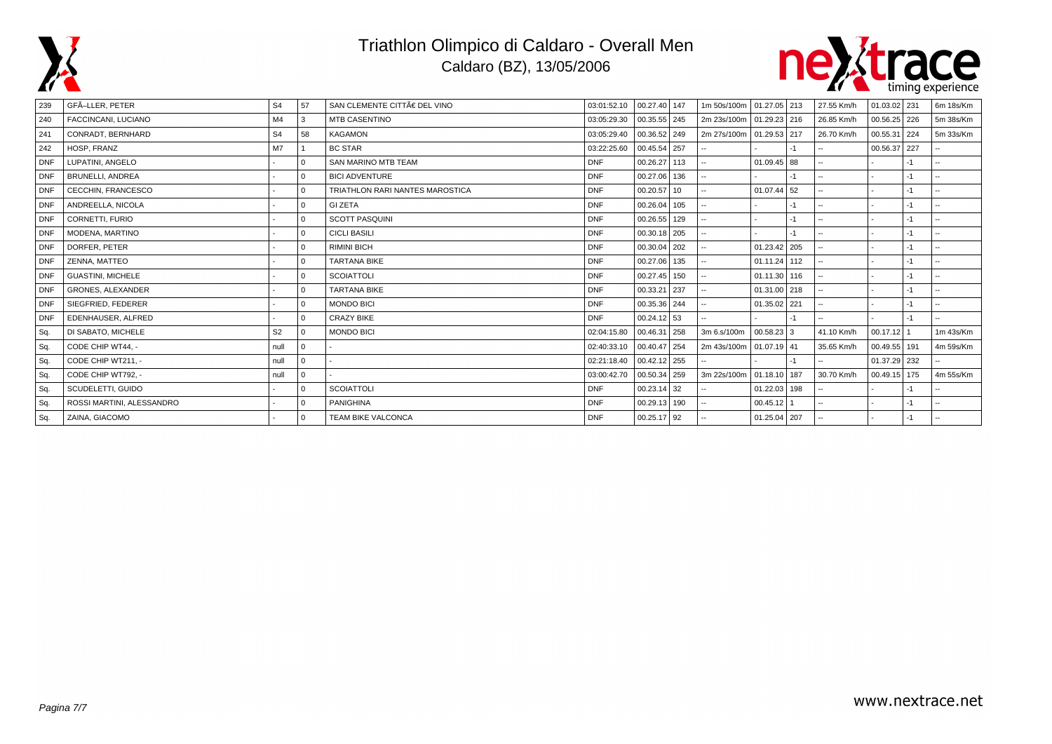# Triathlon Olimpico di Caldaro - Overall Men

## Caldaro (BZ), 13/05/2006

| | | | | | | | | | | | | | | | |
|---|---|---|---|---|---|---|---|---|---|---|---|---|---|---|---|
| 239 | GFÃ–LLER, PETER | S4 | 57 | SAN CLEMENTE CITTÃ€ DEL VINO | 03:01:52.10 | 00.27.40 | 147 | 1m 50s/100m | 01.27.05 | 213 | 27.55 Km/h | 01.03.02 | 231 | 6m 18s/Km |
| 240 | FACCINCANI, LUCIANO | M4 | 3 | MTB CASENTINO | 03:05:29.30 | 00.35.55 | 245 | 2m 23s/100m | 01.29.23 | 216 | 26.85 Km/h | 00.56.25 | 226 | 5m 38s/Km |
| 241 | CONRADT, BERNHARD | S4 | 58 | KAGAMON | 03:05:29.40 | 00.36.52 | 249 | 2m 27s/100m | 01.29.53 | 217 | 26.70 Km/h | 00.55.31 | 224 | 5m 33s/Km |
| 242 | HOSP, FRANZ | M7 | 1 | BC STAR | 03:22:25.60 | 00.45.54 | 257 | -- | - | -1 | -- | 00.56.37 | 227 | -- |
| DNF | LUPATINI, ANGELO | - | 0 | SAN MARINO MTB TEAM | DNF | 00.26.27 | 113 | -- | 01.09.45 | 88 | -- | - | -1 | -- |
| DNF | BRUNELLI, ANDREA | - | 0 | BICI ADVENTURE | DNF | 00.27.06 | 136 | -- | - | -1 | -- | - | -1 | -- |
| DNF | CECCHIN, FRANCESCO | - | 0 | TRIATHLON RARI NANTES MAROSTICA | DNF | 00.20.57 | 10 | -- | 01.07.44 | 52 | -- | - | -1 | -- |
| DNF | ANDREELLA, NICOLA | - | 0 | GI ZETA | DNF | 00.26.04 | 105 | -- | - | -1 | -- | - | -1 | -- |
| DNF | CORNETTI, FURIO | - | 0 | SCOTT PASQUINI | DNF | 00.26.55 | 129 | -- | - | -1 | -- | - | -1 | -- |
| DNF | MODENA, MARTINO | - | 0 | CICLI BASILI | DNF | 00.30.18 | 205 | -- | - | -1 | -- | - | -1 | -- |
| DNF | DORFER, PETER | - | 0 | RIMINI BICH | DNF | 00.30.04 | 202 | -- | 01.23.42 | 205 | -- | - | -1 | -- |
| DNF | ZENNA, MATTEO | - | 0 | TARTANA BIKE | DNF | 00.27.06 | 135 | -- | 01.11.24 | 112 | -- | - | -1 | -- |
| DNF | GUASTINI, MICHELE | - | 0 | SCOIATTOLI | DNF | 00.27.45 | 150 | -- | 01.11.30 | 116 | -- | - | -1 | -- |
| DNF | GRONES, ALEXANDER | - | 0 | TARTANA BIKE | DNF | 00.33.21 | 237 | -- | 01.31.00 | 218 | -- | - | -1 | -- |
| DNF | SIEGFRIED, FEDERER | - | 0 | MONDO BICI | DNF | 00.35.36 | 244 | -- | 01.35.02 | 221 | -- | - | -1 | -- |
| DNF | EDENHAUSER, ALFRED | - | 0 | CRAZY BIKE | DNF | 00.24.12 | 53 | -- | - | -1 | -- | - | -1 | -- |
| Sq. | DI SABATO, MICHELE | S2 | 0 | MONDO BICI | 02:04:15.80 | 00.46.31 | 258 | 3m 6.s/100m | 00.58.23 | 3 | 41.10 Km/h | 00.17.12 | 1 | 1m 43s/Km |
| Sq. | CODE CHIP WT44, - | null | 0 | - | 02:40:33.10 | 00.40.47 | 254 | 2m 43s/100m | 01.07.19 | 41 | 35.65 Km/h | 00.49.55 | 191 | 4m 59s/Km |
| Sq. | CODE CHIP WT211, - | null | 0 | - | 02:21:18.40 | 00.42.12 | 255 | -- | - | -1 | -- | 01.37.29 | 232 | -- |
| Sq. | CODE CHIP WT792, - | null | 0 | - | 03:00:42.70 | 00.50.34 | 259 | 3m 22s/100m | 01.18.10 | 187 | 30.70 Km/h | 00.49.15 | 175 | 4m 55s/Km |
| Sq. | SCUDELETTI, GUIDO | - | 0 | SCOIATTOLI | DNF | 00.23.14 | 32 | -- | 01.22.03 | 198 | -- | - | -1 | -- |
| Sq. | ROSSI MARTINI, ALESSANDRO | - | 0 | PANIGHINA | DNF | 00.29.13 | 190 | -- | 00.45.12 | 1 | -- | - | -1 | -- |
| Sq. | ZAINA, GIACOMO | - | 0 | TEAM BIKE VALCONCA | DNF | 00.25.17 | 92 | -- | 01.25.04 | 207 | -- | - | -1 | -- |

www.nextrace.net